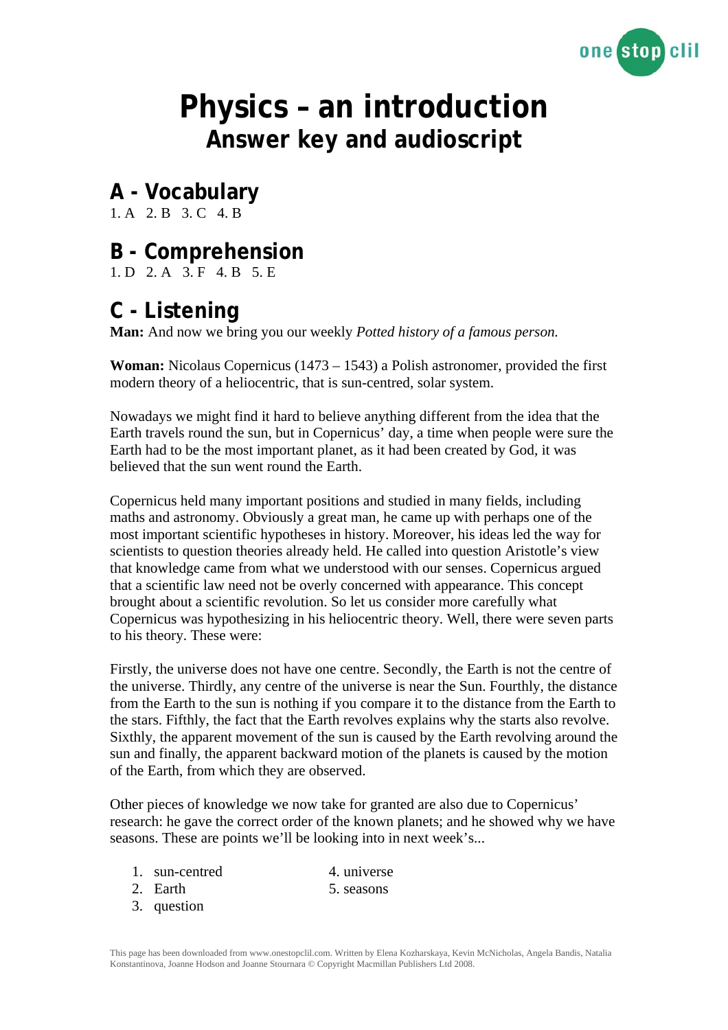# Physics – an introduction
## Answer key and audioscript

## A - Vocabulary

1. A 2. B 3. C 4. B

## B - Comprehension

1. D 2. A 3. F 4. B 5. E

## C - Listening

**Man:** And now we bring you our weekly *Potted history of a famous person.*

**Woman:** Nicolaus Copernicus (1473 – 1543) a Polish astronomer, provided the first modern theory of a heliocentric, that is sun-centred, solar system.

Nowadays we might find it hard to believe anything different from the idea that the Earth travels round the sun, but in Copernicus' day, a time when people were sure the Earth had to be the most important planet, as it had been created by God, it was believed that the sun went round the Earth.

Copernicus held many important positions and studied in many fields, including maths and astronomy. Obviously a great man, he came up with perhaps one of the most important scientific hypotheses in history. Moreover, his ideas led the way for scientists to question theories already held. He called into question Aristotle's view that knowledge came from what we understood with our senses. Copernicus argued that a scientific law need not be overly concerned with appearance. This concept brought about a scientific revolution. So let us consider more carefully what Copernicus was hypothesizing in his heliocentric theory. Well, there were seven parts to his theory. These were:

Firstly, the universe does not have one centre. Secondly, the Earth is not the centre of the universe. Thirdly, any centre of the universe is near the Sun. Fourthly, the distance from the Earth to the sun is nothing if you compare it to the distance from the Earth to the stars. Fifthly, the fact that the Earth revolves explains why the starts also revolve. Sixthly, the apparent movement of the sun is caused by the Earth revolving around the sun and finally, the apparent backward motion of the planets is caused by the motion of the Earth, from which they are observed.

Other pieces of knowledge we now take for granted are also due to Copernicus' research: he gave the correct order of the known planets; and he showed why we have seasons. These are points we'll be looking into in next week's...

1. sun-centred
2. Earth
3. question
4. universe
5. seasons

This page has been downloaded from www.onestopclil.com. Written by Elena Kozharskaya, Kevin McNicholas, Angela Bandis, Natalia Konstantinova, Joanne Hodson and Joanne Stournara © Copyright Macmillan Publishers Ltd 2008.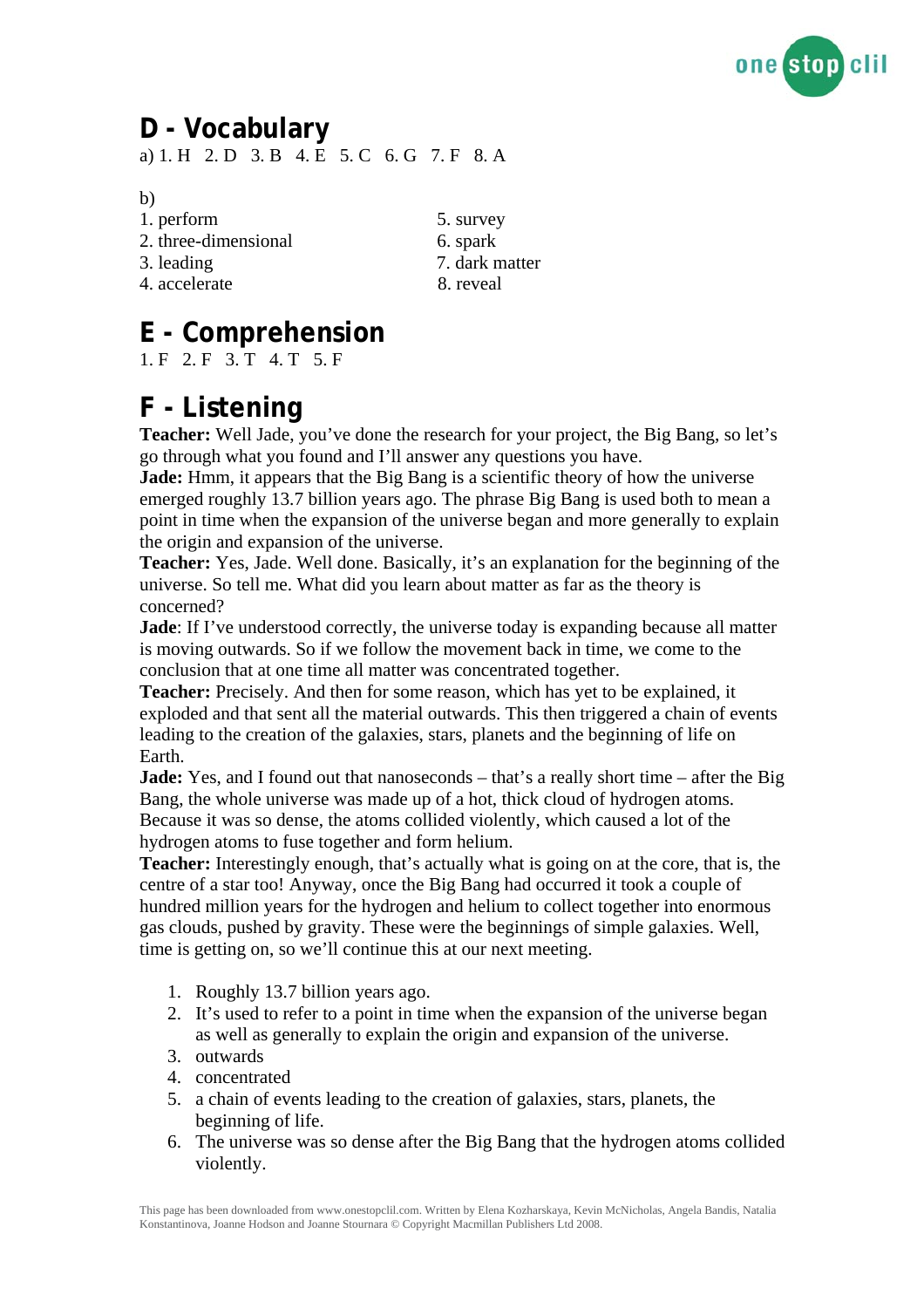## D - Vocabulary

a) 1. H 2. D 3. B 4. E 5. C 6. G 7. F 8. A

b)

1. perform
2. three-dimensional
3. leading
4. accelerate
5. survey
6. spark
7. dark matter
8. reveal

## E - Comprehension

1. F 2. F 3. T 4. T 5. F

## F - Listening

**Teacher:** Well Jade, you've done the research for your project, the Big Bang, so let's go through what you found and I'll answer any questions you have.
**Jade:** Hmm, it appears that the Big Bang is a scientific theory of how the universe emerged roughly 13.7 billion years ago. The phrase Big Bang is used both to mean a point in time when the expansion of the universe began and more generally to explain the origin and expansion of the universe.
**Teacher:** Yes, Jade. Well done. Basically, it's an explanation for the beginning of the universe. So tell me. What did you learn about matter as far as the theory is concerned?
**Jade**: If I've understood correctly, the universe today is expanding because all matter is moving outwards. So if we follow the movement back in time, we come to the conclusion that at one time all matter was concentrated together.
**Teacher:** Precisely. And then for some reason, which has yet to be explained, it exploded and that sent all the material outwards. This then triggered a chain of events leading to the creation of the galaxies, stars, planets and the beginning of life on Earth.
**Jade:** Yes, and I found out that nanoseconds – that's a really short time – after the Big Bang, the whole universe was made up of a hot, thick cloud of hydrogen atoms. Because it was so dense, the atoms collided violently, which caused a lot of the hydrogen atoms to fuse together and form helium.
**Teacher:** Interestingly enough, that's actually what is going on at the core, that is, the centre of a star too! Anyway, once the Big Bang had occurred it took a couple of hundred million years for the hydrogen and helium to collect together into enormous gas clouds, pushed by gravity. These were the beginnings of simple galaxies. Well, time is getting on, so we'll continue this at our next meeting.

1. Roughly 13.7 billion years ago.
2. It's used to refer to a point in time when the expansion of the universe began as well as generally to explain the origin and expansion of the universe.
3. outwards
4. concentrated
5. a chain of events leading to the creation of galaxies, stars, planets, the beginning of life.
6. The universe was so dense after the Big Bang that the hydrogen atoms collided violently.

This page has been downloaded from www.onestopclil.com. Written by Elena Kozharskaya, Kevin McNicholas, Angela Bandis, Natalia Konstantinova, Joanne Hodson and Joanne Stournara © Copyright Macmillan Publishers Ltd 2008.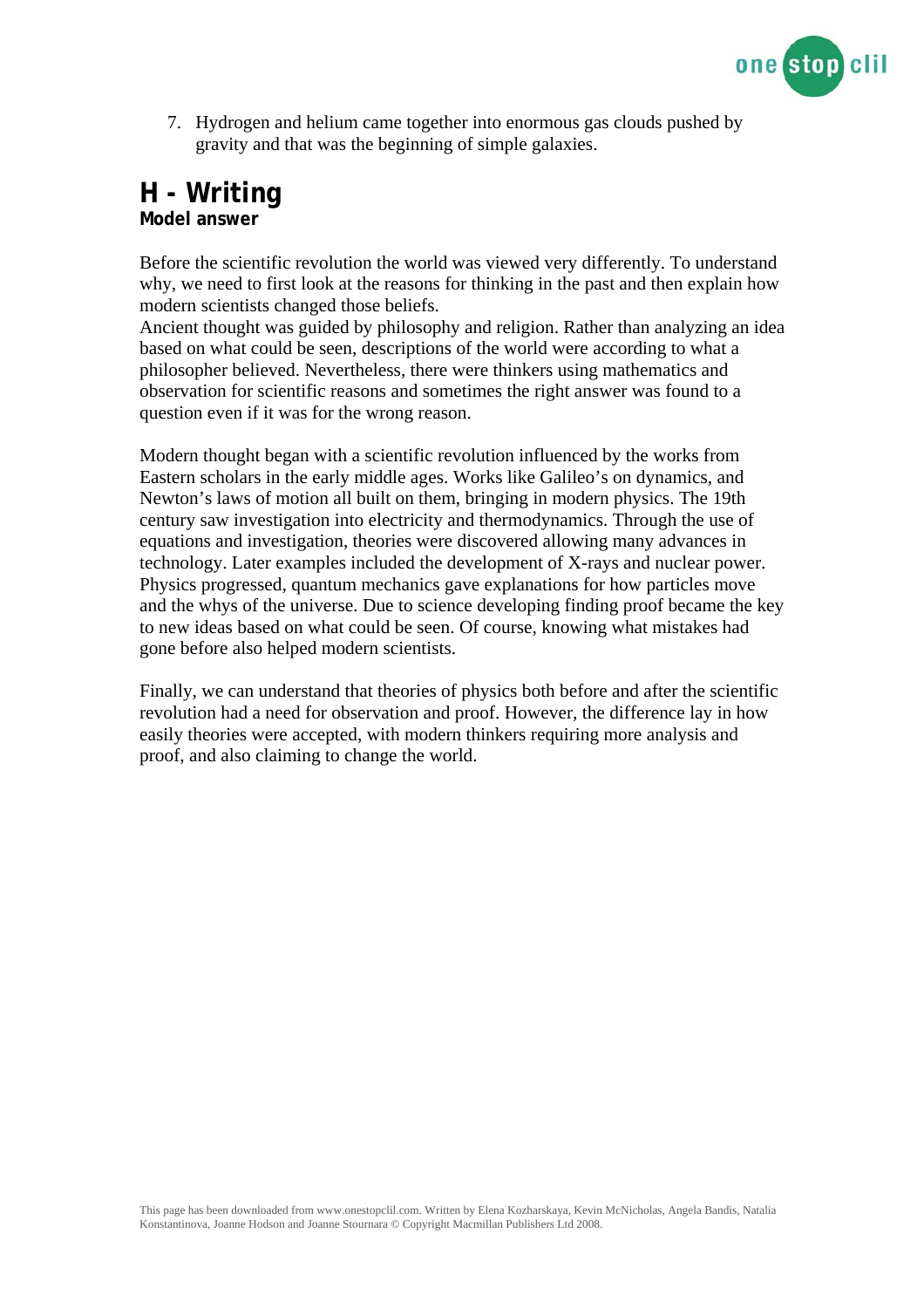7. Hydrogen and helium came together into enormous gas clouds pushed by gravity and that was the beginning of simple galaxies.

## H - Writing

**Model answer**

Before the scientific revolution the world was viewed very differently. To understand why, we need to first look at the reasons for thinking in the past and then explain how modern scientists changed those beliefs.
Ancient thought was guided by philosophy and religion. Rather than analyzing an idea based on what could be seen, descriptions of the world were according to what a philosopher believed. Nevertheless, there were thinkers using mathematics and observation for scientific reasons and sometimes the right answer was found to a question even if it was for the wrong reason.

Modern thought began with a scientific revolution influenced by the works from Eastern scholars in the early middle ages. Works like Galileo's on dynamics, and Newton's laws of motion all built on them, bringing in modern physics. The 19th century saw investigation into electricity and thermodynamics. Through the use of equations and investigation, theories were discovered allowing many advances in technology. Later examples included the development of X-rays and nuclear power. Physics progressed, quantum mechanics gave explanations for how particles move and the whys of the universe. Due to science developing finding proof became the key to new ideas based on what could be seen. Of course, knowing what mistakes had gone before also helped modern scientists.

Finally, we can understand that theories of physics both before and after the scientific revolution had a need for observation and proof. However, the difference lay in how easily theories were accepted, with modern thinkers requiring more analysis and proof, and also claiming to change the world.